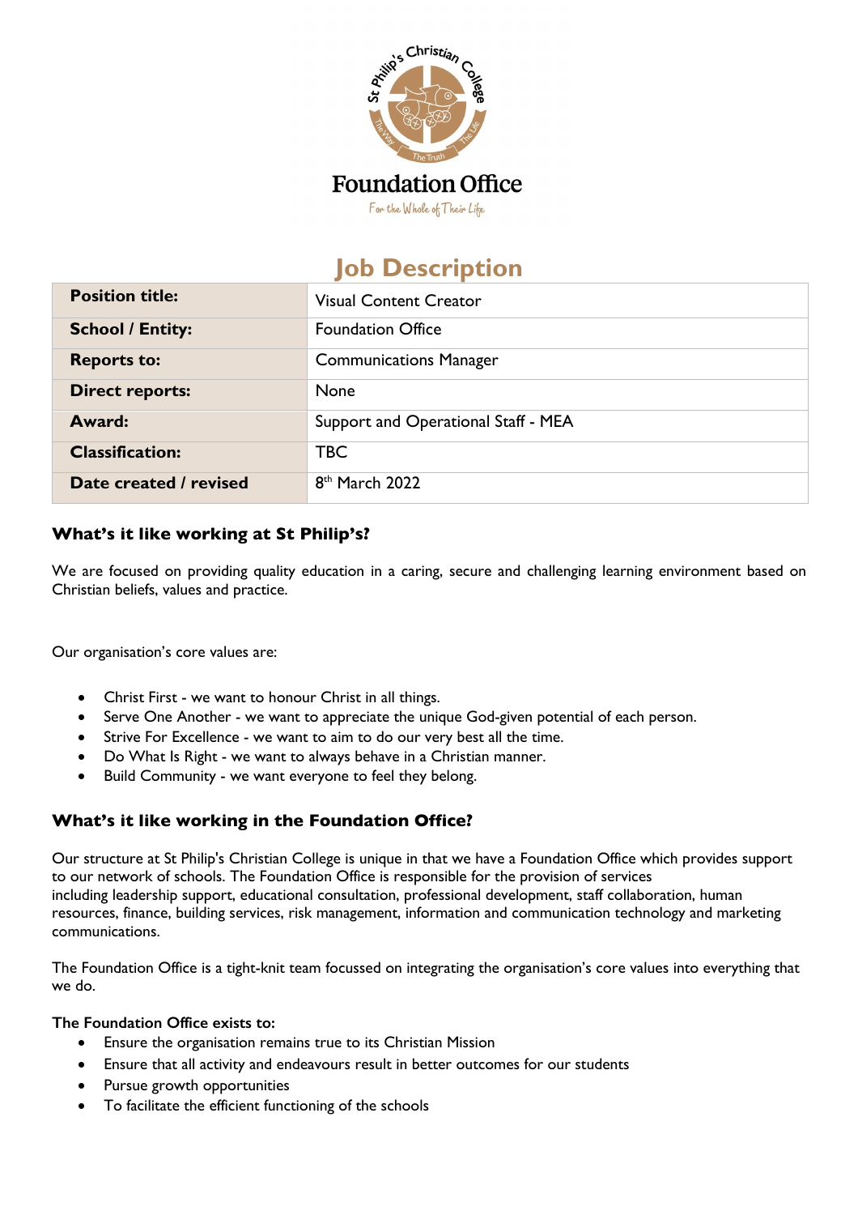Foundation Office

For the Whole of Their Life

# Job Description

| Position title: | Visual Content Creator |
|---|---|
| School / Entity: | Foundation Office |
| Reports to: | Communications Manager |
| Direct reports: | None |
| Award: | Support and Operational Staff - MEA |
| Classification: | TBC |
| Date created / revised | 8th March 2022 |

## What's it like working at St Philip's?

We are focused on providing quality education in a caring, secure and challenging learning environment based on Christian beliefs, values and practice.

Our organisation's core values are:

- Christ First - we want to honour Christ in all things.
- Serve One Another - we want to appreciate the unique God-given potential of each person.
- Strive For Excellence - we want to aim to do our very best all the time.
- Do What Is Right - we want to always behave in a Christian manner.
- Build Community - we want everyone to feel they belong.

## What's it like working in the Foundation Office?

Our structure at St Philip's Christian College is unique in that we have a Foundation Office which provides support to our network of schools. The Foundation Office is responsible for the provision of services including leadership support, educational consultation, professional development, staff collaboration, human resources, finance, building services, risk management, information and communication technology and marketing communications.

The Foundation Office is a tight-knit team focussed on integrating the organisation's core values into everything that we do.

**The Foundation Office exists to:**

- Ensure the organisation remains true to its Christian Mission
- Ensure that all activity and endeavours result in better outcomes for our students
- Pursue growth opportunities
- To facilitate the efficient functioning of the schools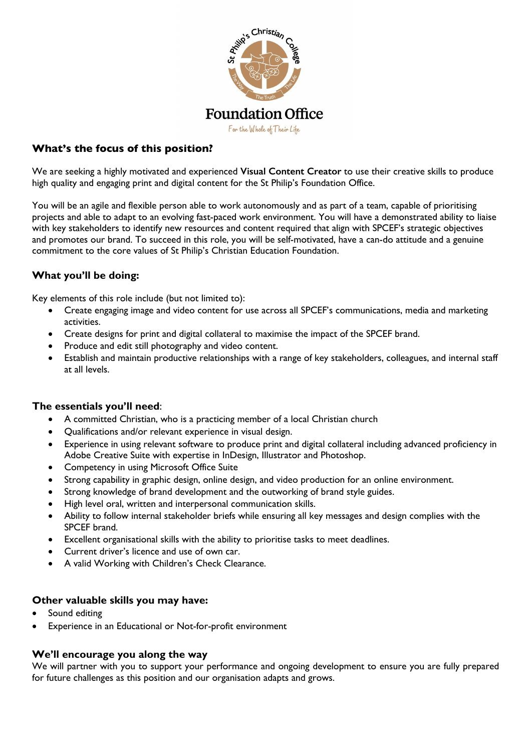St Philip's Christian College

The Way · The Truth · The Life

# Foundation Office

*For the Whole of Their Life*

### What's the focus of this position?

We are seeking a highly motivated and experienced **Visual Content Creator** to use their creative skills to produce high quality and engaging print and digital content for the St Philip's Foundation Office.

You will be an agile and flexible person able to work autonomously and as part of a team, capable of prioritising projects and able to adapt to an evolving fast-paced work environment. You will have a demonstrated ability to liaise with key stakeholders to identify new resources and content required that align with SPCEF's strategic objectives and promotes our brand. To succeed in this role, you will be self-motivated, have a can-do attitude and a genuine commitment to the core values of St Philip's Christian Education Foundation.

### What you'll be doing:

Key elements of this role include (but not limited to):

- Create engaging image and video content for use across all SPCEF's communications, media and marketing activities.
- Create designs for print and digital collateral to maximise the impact of the SPCEF brand.
- Produce and edit still photography and video content.
- Establish and maintain productive relationships with a range of key stakeholders, colleagues, and internal staff at all levels.

### The essentials you'll need:

- A committed Christian, who is a practicing member of a local Christian church
- Qualifications and/or relevant experience in visual design.
- Experience in using relevant software to produce print and digital collateral including advanced proficiency in Adobe Creative Suite with expertise in InDesign, Illustrator and Photoshop.
- Competency in using Microsoft Office Suite
- Strong capability in graphic design, online design, and video production for an online environment.
- Strong knowledge of brand development and the outworking of brand style guides.
- High level oral, written and interpersonal communication skills.
- Ability to follow internal stakeholder briefs while ensuring all key messages and design complies with the SPCEF brand.
- Excellent organisational skills with the ability to prioritise tasks to meet deadlines.
- Current driver's licence and use of own car.
- A valid Working with Children's Check Clearance.

### Other valuable skills you may have:

- Sound editing
- Experience in an Educational or Not-for-profit environment

### We'll encourage you along the way

We will partner with you to support your performance and ongoing development to ensure you are fully prepared for future challenges as this position and our organisation adapts and grows.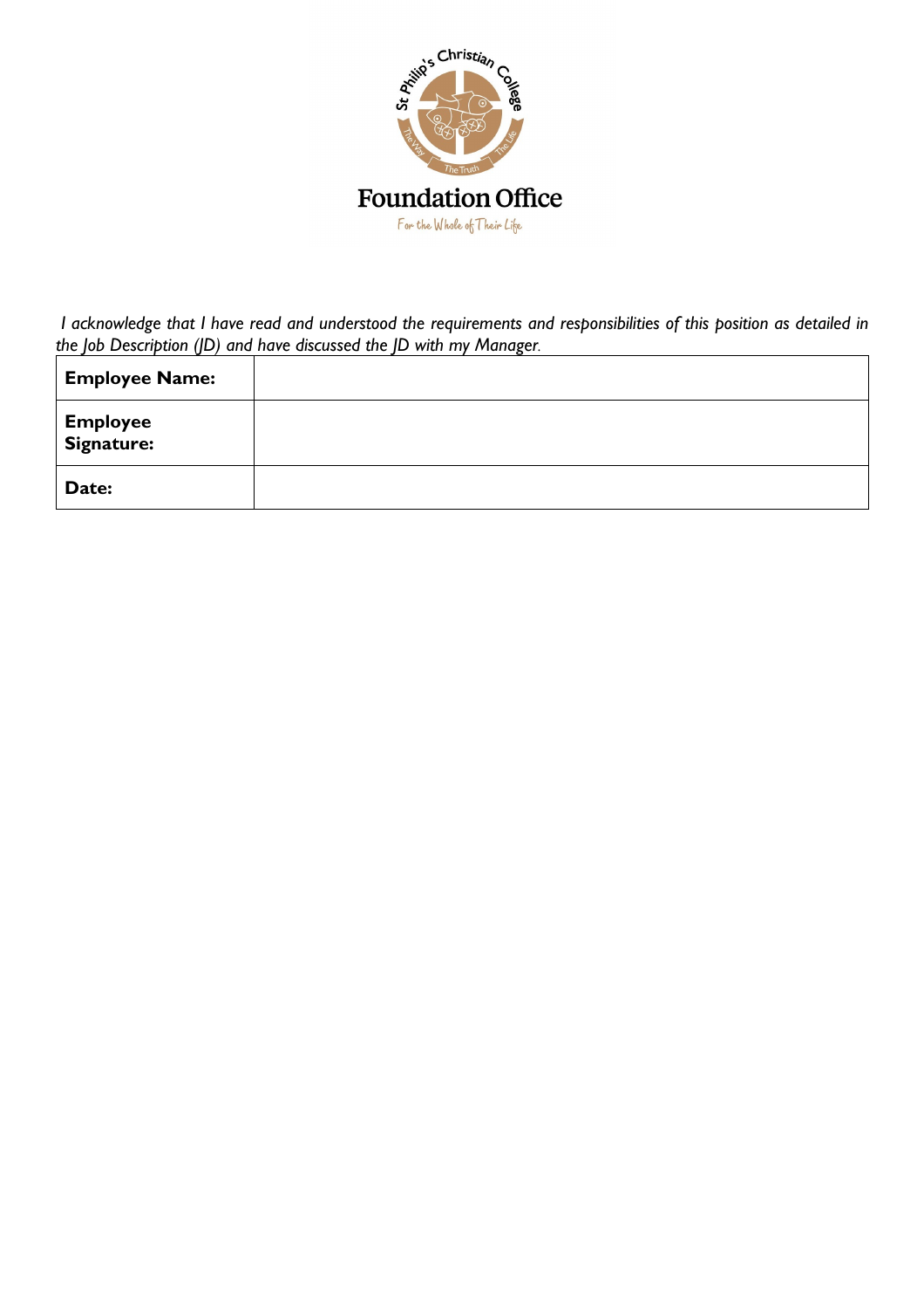*I acknowledge that I have read and understood the requirements and responsibilities of this position as detailed in the Job Description (JD) and have discussed the JD with my Manager.*

| | |
|---|---|
| **Employee Name:** | |
| **Employee Signature:** | |
| **Date:** | |